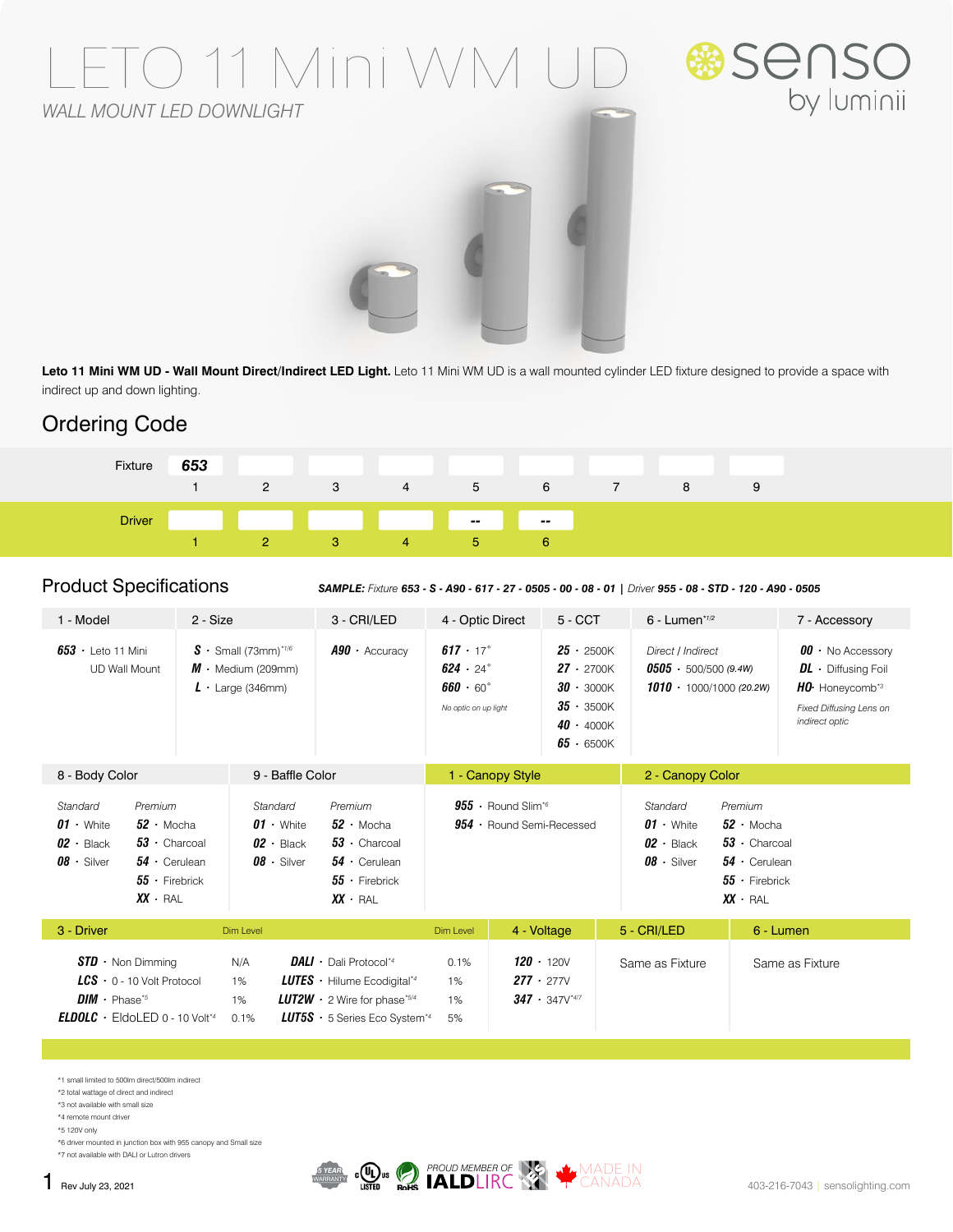# LETO 11 Mini WM UD

*WALL MOUNT LED DOWNLIGHT*

senso by luminii

**Leto 11 Mini WM UD - Wall Mount Direct/Indirect LED Light.** Leto 11 Mini WM UD is a wall mounted cylinder LED fixture designed to provide a space with indirect up and down lighting.

## Ordering Code

| | | | | | | | | | |
|---|---|---|---|---|---|---|---|---|---|
| Fixture | 653 | | | | | | | | |
| | 1 | 2 | 3 | 4 | 5 | 6 | 7 | 8 | 9 |
| Driver | | | | | -- | -- | | | |
| | 1 | 2 | 3 | 4 | 5 | 6 | | | |

## Product Specifications

***SAMPLE:*** *Fixture* ***653 - S - A90 - 617 - 27 - 0505 - 00 - 08 - 01*** | *Driver* ***955 - 08 - STD - 120 - A90 - 0505***

| 1 - Model | 2 - Size | 3 - CRI/LED | 4 - Optic Direct | 5 - CCT | 6 - Lumen[*1/2] | 7 - Accessory |
|---|---|---|---|---|---|---|
| ***653*** · Leto 11 Mini UD Wall Mount | ***S*** · Small (73mm)[*1/6]<br>***M*** · Medium (209mm)<br>***L*** · Large (346mm) | ***A90*** · Accuracy | ***617*** · 17°<br>***624*** · 24°<br>***660*** · 60°<br>*No optic on up light* | ***25*** · 2500K<br>***27*** · 2700K<br>***30*** · 3000K<br>***35*** · 3500K<br>***40*** · 4000K<br>***65*** · 6500K | *Direct / Indirect*<br>***0505*** · 500/500 *(9.4W)*<br>***1010*** · 1000/1000 *(20.2W)* | ***00*** · No Accessory<br>***DL*** · Diffusing Foil<br>***HO*** · Honeycomb[*3]<br>*Fixed Diffusing Lens on indirect optic* |

| 8 - Body Color | 9 - Baffle Color | 1 - Canopy Style | 2 - Canopy Color |
|---|---|---|---|
| *Standard*<br>***01*** · White<br>***02*** · Black<br>***08*** · Silver<br>*Premium*<br>***52*** · Mocha<br>***53*** · Charcoal<br>***54*** · Cerulean<br>***55*** · Firebrick<br>***XX*** · RAL | *Standard*<br>***01*** · White<br>***02*** · Black<br>***08*** · Silver<br>*Premium*<br>***52*** · Mocha<br>***53*** · Charcoal<br>***54*** · Cerulean<br>***55*** · Firebrick<br>***XX*** · RAL | ***955*** · Round Slim[*6]<br>***954*** · Round Semi-Recessed | *Standard*<br>***01*** · White<br>***02*** · Black<br>***08*** · Silver<br>*Premium*<br>***52*** · Mocha<br>***53*** · Charcoal<br>***54*** · Cerulean<br>***55*** · Firebrick<br>***XX*** · RAL |

| 3 - Driver | Dim Level | | Dim Level | 4 - Voltage | 5 - CRI/LED | 6 - Lumen |
|---|---|---|---|---|---|---|
| ***STD*** · Non Dimming | N/A | ***DALI*** · Dali Protocol[*4] | 0.1% | ***120*** · 120V | Same as Fixture | Same as Fixture |
| ***LCS*** · 0 - 10 Volt Protocol | 1% | ***LUTES*** · Hilume Ecodigital[*4] | 1% | ***277*** · 277V | | |
| ***DIM*** · Phase[*5] | 1% | ***LUT2W*** · 2 Wire for phase[*5/4] | 1% | ***347*** · 347V[*4/7] | | |
| ***ELDOLC*** · EldoLED 0 - 10 Volt[*4] | 0.1% | ***LUT5S*** · 5 Series Eco System[*4] | 5% | | | |

*1 small limited to 500lm direct/500lm indirect
*2 total wattage of direct and indirect
*3 not available with small size
*4 remote mount driver
*5 120V only
*6 driver mounted in junction box with 955 canopy and Small size
*7 not available with DALI or Lutron drivers

Rev July 23, 2021

5 YEAR WARRANTY · cULus LISTED · RoHS · PROUD MEMBER OF IALD LIRC · MADE IN CANADA

403-216-7043 | senso lighting.com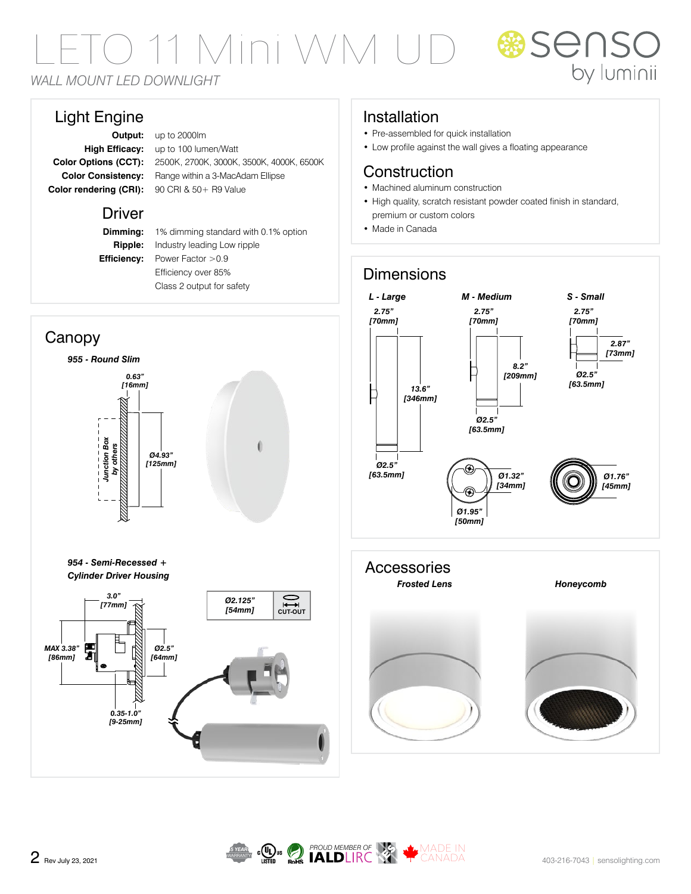# LETO 11 Mini WM UD

*WALL MOUNT LED DOWNLIGHT*

senso by luminii

## Light Engine

**Output:** up to 2000lm
**High Efficacy:** up to 100 lumen/Watt
**Color Options (CCT):** 2500K, 2700K, 3000K, 3500K, 4000K, 6500K
**Color Consistency:** Range within a 3-MacAdam Ellipse
**Color rendering (CRI):** 90 CRI & 50+ R9 Value

## Driver

**Dimming:** 1% dimming standard with 0.1% option
**Ripple:** Industry leading Low ripple
**Efficiency:** Power Factor >0.9
Efficiency over 85%
Class 2 output for safety

## Canopy

***955 - Round Slim***

0.63" [16mm]
Ø4.93" [125mm]
Junction Box by others

***954 - Semi-Recessed + Cylinder Driver Housing***

3.0" [77mm]
MAX 3.38" [86mm]
Ø2.5" [64mm]
0.35-1.0" [9-25mm]

| Ø2.125" [54mm] | CUT-OUT |
|---|---|

## Installation

- Pre-assembled for quick installation
- Low profile against the wall gives a floating appearance

## Construction

- Machined aluminum construction
- High quality, scratch resistant powder coated finish in standard, premium or custom colors
- Made in Canada

## Dimensions

***L - Large***
2.75" [70mm]
13.6" [346mm]
Ø2.5" [63.5mm]

***M - Medium***
2.75" [70mm]
8.2" [209mm]
Ø2.5" [63.5mm]

***S - Small***
2.75" [70mm]
2.87" [73mm]
Ø2.5" [63.5mm]

Ø1.32" [34mm]
Ø1.95" [50mm]
Ø1.76" [45mm]

## Accessories

***Frosted Lens***

***Honeycomb***

Rev July 23, 2021

5 YEAR WARRANTY · cULus LISTED · RoHS · PROUD MEMBER OF IALD LIRC · IES · MADE IN CANADA

403-216-7043 | sensolighting.com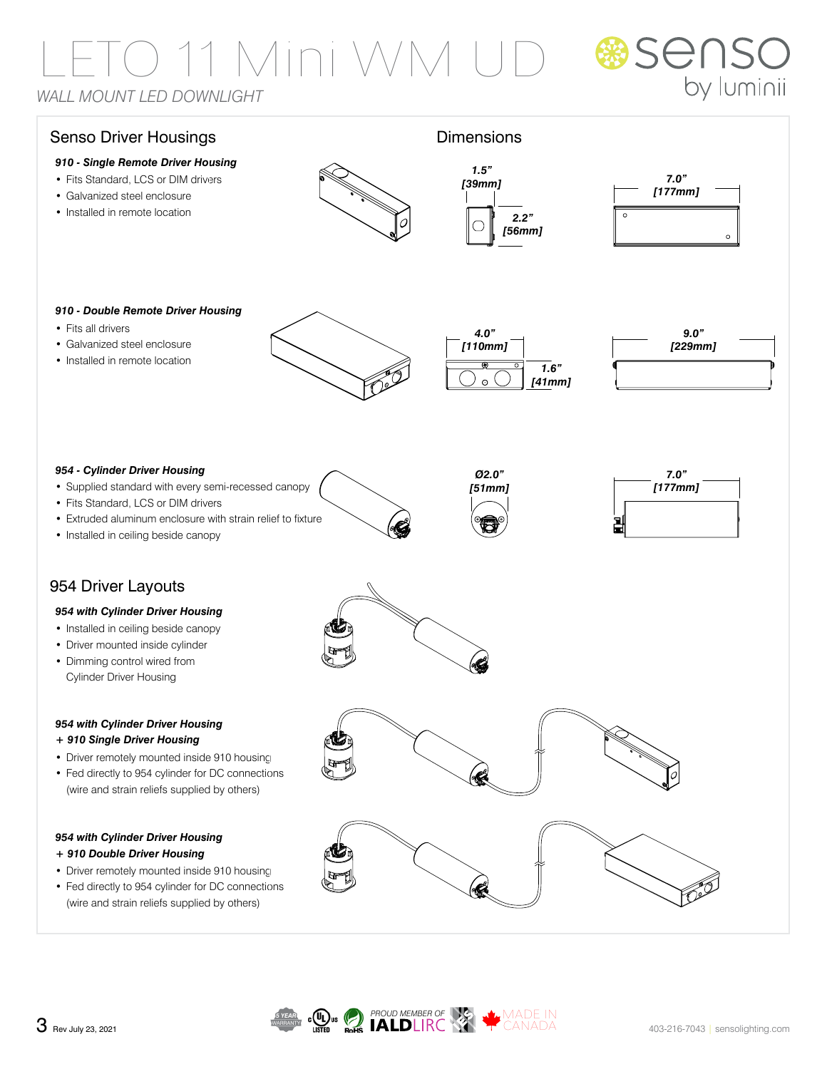# LETO 11 Mini WM UD

*WALL MOUNT LED DOWNLIGHT*

senso by luminii

## Senso Driver Housings

### *910 - Single Remote Driver Housing*

- Fits Standard, LCS or DIM drivers
- Galvanized steel enclosure
- Installed in remote location

### *910 - Double Remote Driver Housing*

- Fits all drivers
- Galvanized steel enclosure
- Installed in remote location

### *954 - Cylinder Driver Housing*

- Supplied standard with every semi-recessed canopy
- Fits Standard, LCS or DIM drivers
- Extruded aluminum enclosure with strain relief to fixture
- Installed in ceiling beside canopy

## Dimensions

*1.5"*
*[39mm]*
*2.2"*
*[56mm]*
*7.0"*
*[177mm]*

*4.0"*
*[110mm]*
*1.6"*
*[41mm]*
*9.0"*
*[229mm]*

*Ø2.0"*
*[51mm]*
*7.0"*
*[177mm]*

## 954 Driver Layouts

### *954 with Cylinder Driver Housing*

- Installed in ceiling beside canopy
- Driver mounted inside cylinder
- Dimming control wired from Cylinder Driver Housing

### *954 with Cylinder Driver Housing + 910 Single Driver Housing*

- Driver remotely mounted inside 910 housing
- Fed directly to 954 cylinder for DC connections (wire and strain reliefs supplied by others)

### *954 with Cylinder Driver Housing + 910 Double Driver Housing*

- Driver remotely mounted inside 910 housing
- Fed directly to 954 cylinder for DC connections (wire and strain reliefs supplied by others)

Rev July 23, 2021

5 YEAR WARRANTY | c UL us LISTED | RoHS | PROUD MEMBER OF IALD LIRC | IES | MADE IN CANADA

403-216-7043 | sensolighting.com